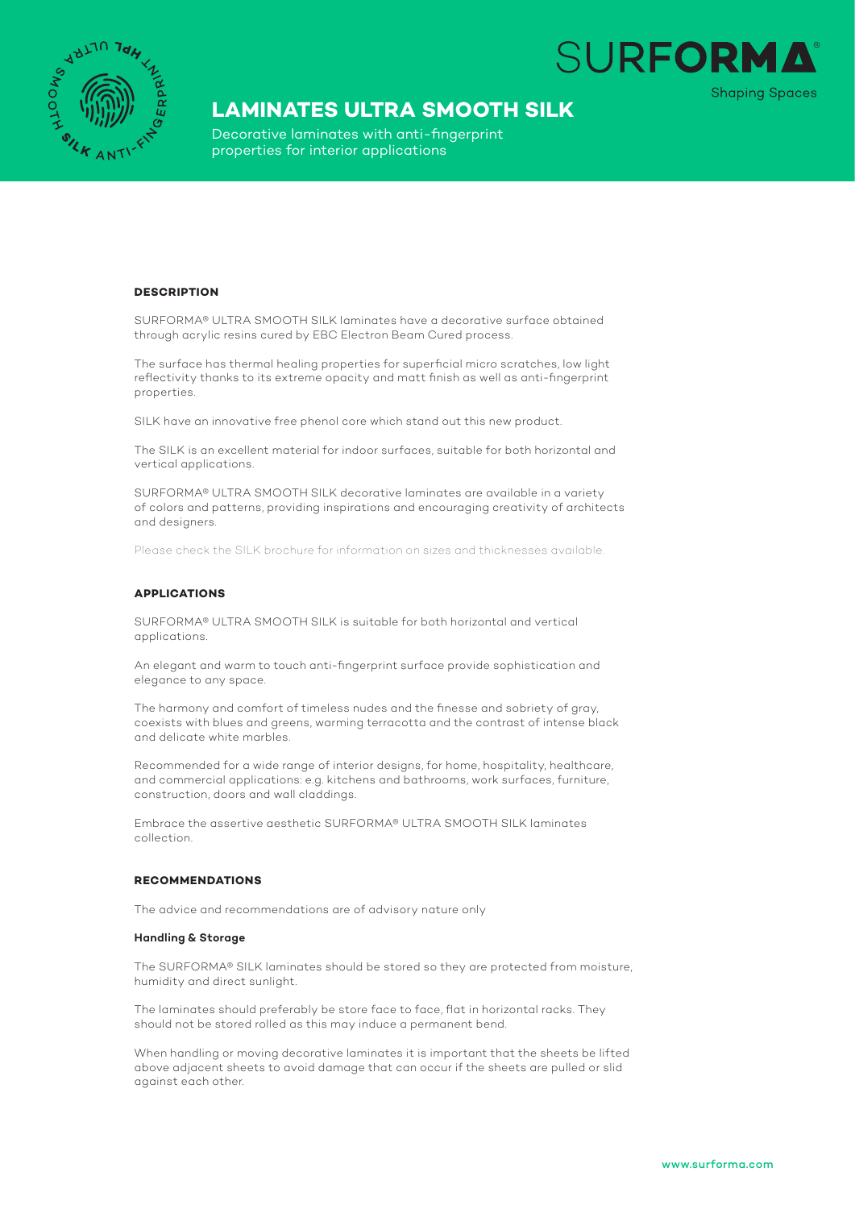# LAMINATES ULTRA SMOOTH SILK

Decorative laminates with anti-fingerprint properties for interior applications

## DESCRIPTION

SURFORMA® ULTRA SMOOTH SILK laminates have a decorative surface obtained through acrylic resins cured by EBC Electron Beam Cured process.

The surface has thermal healing properties for superficial micro scratches, low light reflectivity thanks to its extreme opacity and matt finish as well as anti-fingerprint properties.

SILK have an innovative free phenol core which stand out this new product.

The SILK is an excellent material for indoor surfaces, suitable for both horizontal and vertical applications.

SURFORMA® ULTRA SMOOTH SILK decorative laminates are available in a variety of colors and patterns, providing inspirations and encouraging creativity of architects and designers.

Please check the SILK brochure for information on sizes and thicknesses available.

## APPLICATIONS

SURFORMA® ULTRA SMOOTH SILK is suitable for both horizontal and vertical applications.

An elegant and warm to touch anti-fingerprint surface provide sophistication and elegance to any space.

The harmony and comfort of timeless nudes and the finesse and sobriety of gray, coexists with blues and greens, warming terracotta and the contrast of intense black and delicate white marbles.

Recommended for a wide range of interior designs, for home, hospitality, healthcare, and commercial applications: e.g. kitchens and bathrooms, work surfaces, furniture, construction, doors and wall claddings.

Embrace the assertive aesthetic SURFORMA® ULTRA SMOOTH SILK laminates collection.

## RECOMMENDATIONS

The advice and recommendations are of advisory nature only

### Handling & Storage

The SURFORMA® SILK laminates should be stored so they are protected from moisture, humidity and direct sunlight.

The laminates should preferably be store face to face, flat in horizontal racks. They should not be stored rolled as this may induce a permanent bend.

When handling or moving decorative laminates it is important that the sheets be lifted above adjacent sheets to avoid damage that can occur if the sheets are pulled or slid against each other.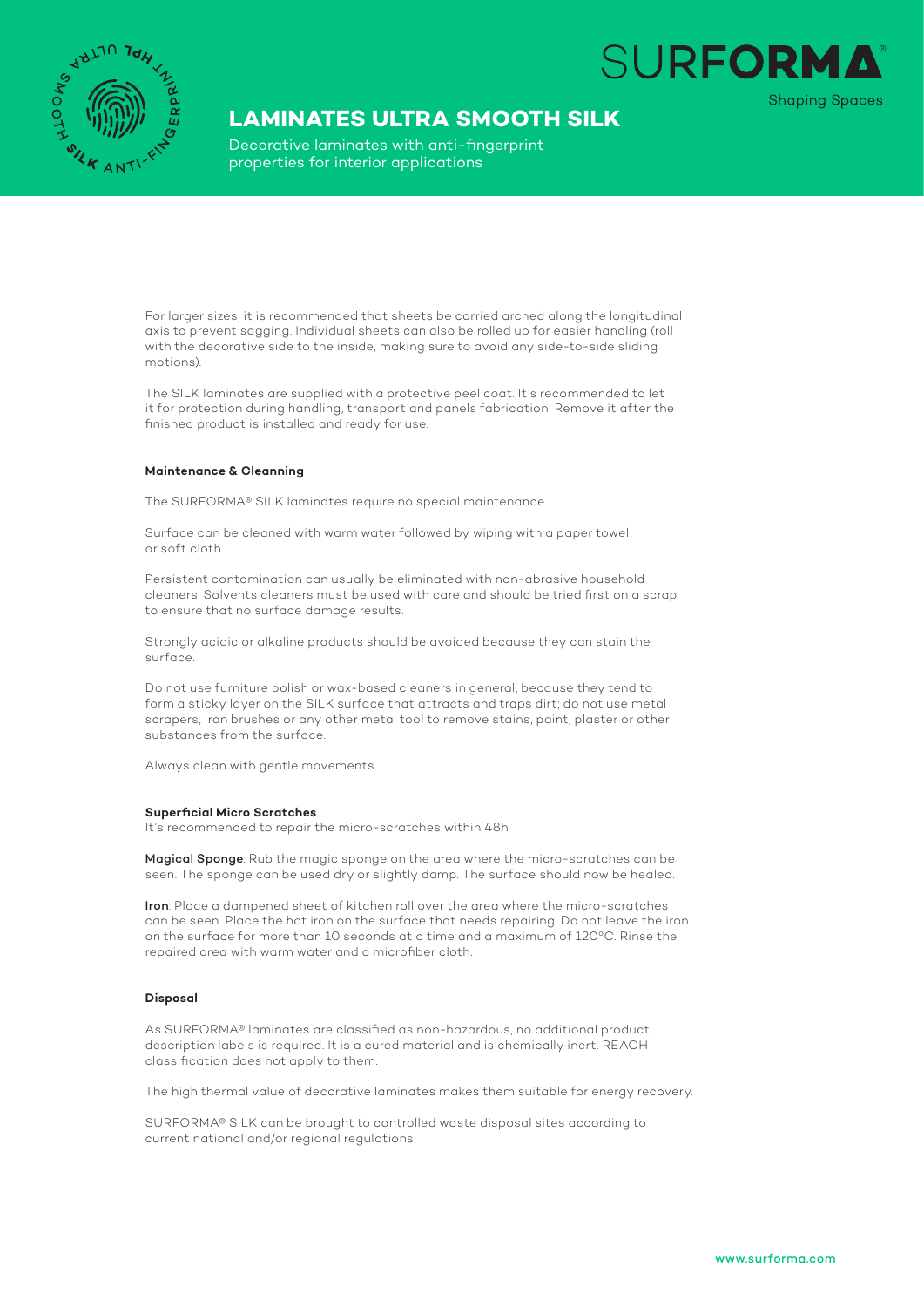For larger sizes, it is recommended that sheets be carried arched along the longitudinal axis to prevent sagging. Individual sheets can also be rolled up for easier handling (roll with the decorative side to the inside, making sure to avoid any side-to-side sliding motions).

The SILK laminates are supplied with a protective peel coat. It's recommended to let it for protection during handling, transport and panels fabrication. Remove it after the finished product is installed and ready for use.

**Maintenance & Cleanning**

The SURFORMA® SILK laminates require no special maintenance.

Surface can be cleaned with warm water followed by wiping with a paper towel or soft cloth.

Persistent contamination can usually be eliminated with non-abrasive household cleaners. Solvents cleaners must be used with care and should be tried first on a scrap to ensure that no surface damage results.

Strongly acidic or alkaline products should be avoided because they can stain the surface.

Do not use furniture polish or wax-based cleaners in general, because they tend to form a sticky layer on the SILK surface that attracts and traps dirt; do not use metal scrapers, iron brushes or any other metal tool to remove stains, paint, plaster or other substances from the surface.

Always clean with gentle movements.

**Superficial Micro Scratches**

It's recommended to repair the micro-scratches within 48h

**Magical Sponge**: Rub the magic sponge on the area where the micro-scratches can be seen. The sponge can be used dry or slightly damp. The surface should now be healed.

**Iron**: Place a dampened sheet of kitchen roll over the area where the micro-scratches can be seen. Place the hot iron on the surface that needs repairing. Do not leave the iron on the surface for more than 10 seconds at a time and a maximum of 120ºC. Rinse the repaired area with warm water and a microfiber cloth.

**Disposal**

As SURFORMA® laminates are classified as non-hazardous, no additional product description labels is required. It is a cured material and is chemically inert. REACH classification does not apply to them.

The high thermal value of decorative laminates makes them suitable for energy recovery.

SURFORMA® SILK can be brought to controlled waste disposal sites according to current national and/or regional regulations.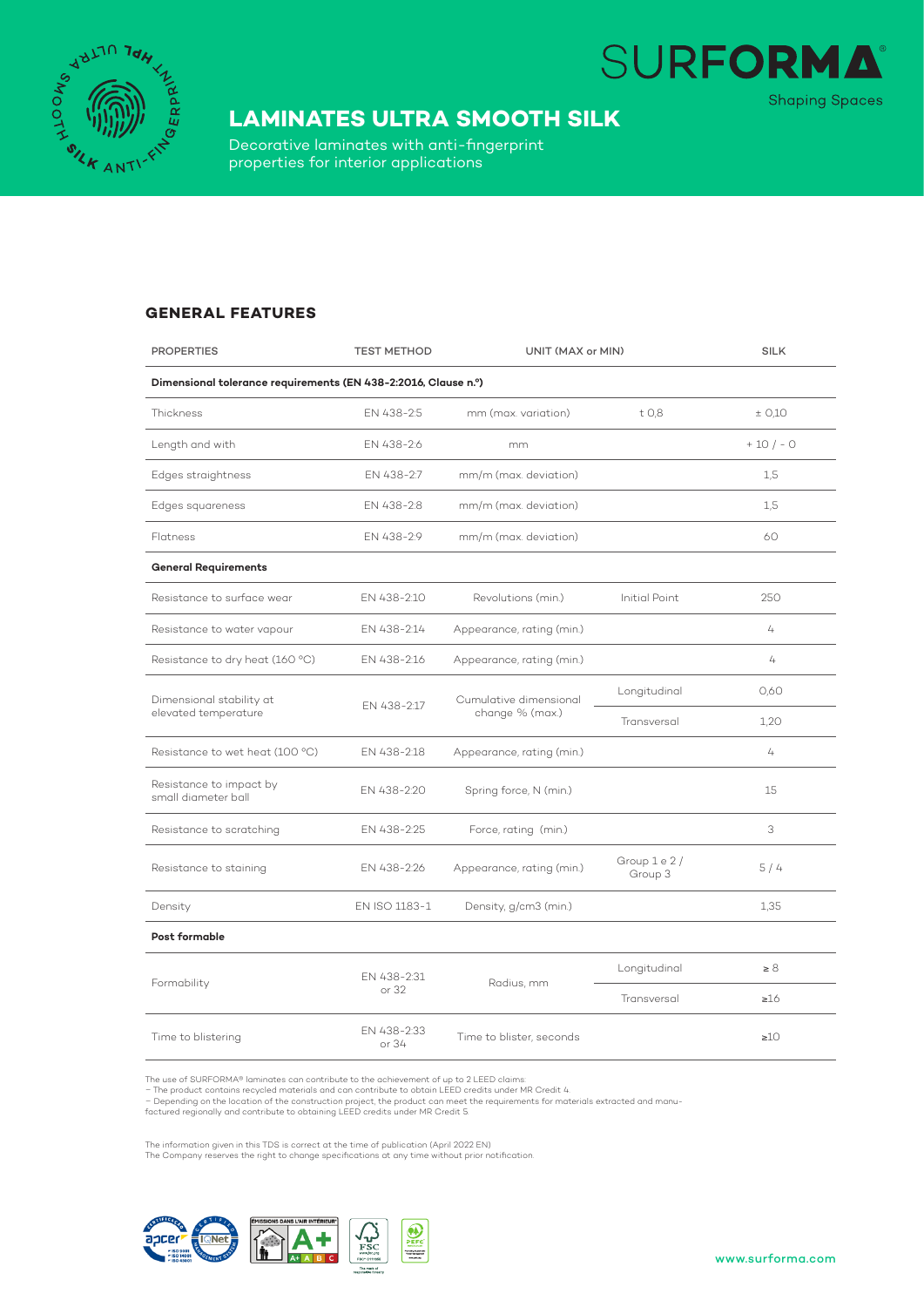# LAMINATES ULTRA SMOOTH SILK

Decorative laminates with anti-fingerprint properties for interior applications

SURFORMA®

Shaping Spaces

## GENERAL FEATURES

| PROPERTIES | TEST METHOD | UNIT (MAX or MIN) | | SILK |
|---|---|---|---|---|
| **Dimensional tolerance requirements (EN 438-2:2016, Clause n.º)** | | | | |
| Thickness | EN 438-2.5 | mm (max. variation) | t 0,8 | ± 0,10 |
| Length and with | EN 438-2.6 | mm | | + 10 / - 0 |
| Edges straightness | EN 438-2.7 | mm/m (max. deviation) | | 1,5 |
| Edges squareness | EN 438-2.8 | mm/m (max. deviation) | | 1,5 |
| Flatness | EN 438-2.9 | mm/m (max. deviation) | | 60 |
| **General Requirements** | | | | |
| Resistance to surface wear | EN 438-2.10 | Revolutions (min.) | Initial Point | 250 |
| Resistance to water vapour | EN 438-2.14 | Appearance, rating (min.) | | 4 |
| Resistance to dry heat (160 °C) | EN 438-2.16 | Appearance, rating (min.) | | 4 |
| Dimensional stability at elevated temperature | EN 438-2.17 | Cumulative dimensional change % (max.) | Longitudinal | 0,60 |
| | | | Transversal | 1,20 |
| Resistance to wet heat (100 °C) | EN 438-2.18 | Appearance, rating (min.) | | 4 |
| Resistance to impact by small diameter ball | EN 438-2.20 | Spring force, N (min.) | | 15 |
| Resistance to scratching | EN 438-2.25 | Force, rating (min.) | | 3 |
| Resistance to staining | EN 438-2.26 | Appearance, rating (min.) | Group 1 e 2 / Group 3 | 5 / 4 |
| Density | EN ISO 1183-1 | Density, g/cm3 (min.) | | 1,35 |
| **Post formable** | | | | |
| Formability | EN 438-2.31 or 32 | Radius, mm | Longitudinal | ≥ 8 |
| | | | Transversal | ≥16 |
| Time to blistering | EN 438-2.33 or 34 | Time to blister, seconds | | ≥10 |

The use of SURFORMA® laminates can contribute to the achievement of up to 2 LEED claims:
– The product contains recycled materials and can contribute to obtain LEED credits under MR Credit 4.
– Depending on the location of the construction project, the product can meet the requirements for materials extracted and manufactured regionally and contribute to obtaining LEED credits under MR Credit 5.

The information given in this TDS is correct at the time of publication (April 2022 EN)
The Company reserves the right to change specifications at any time without prior notification.

www.surforma.com